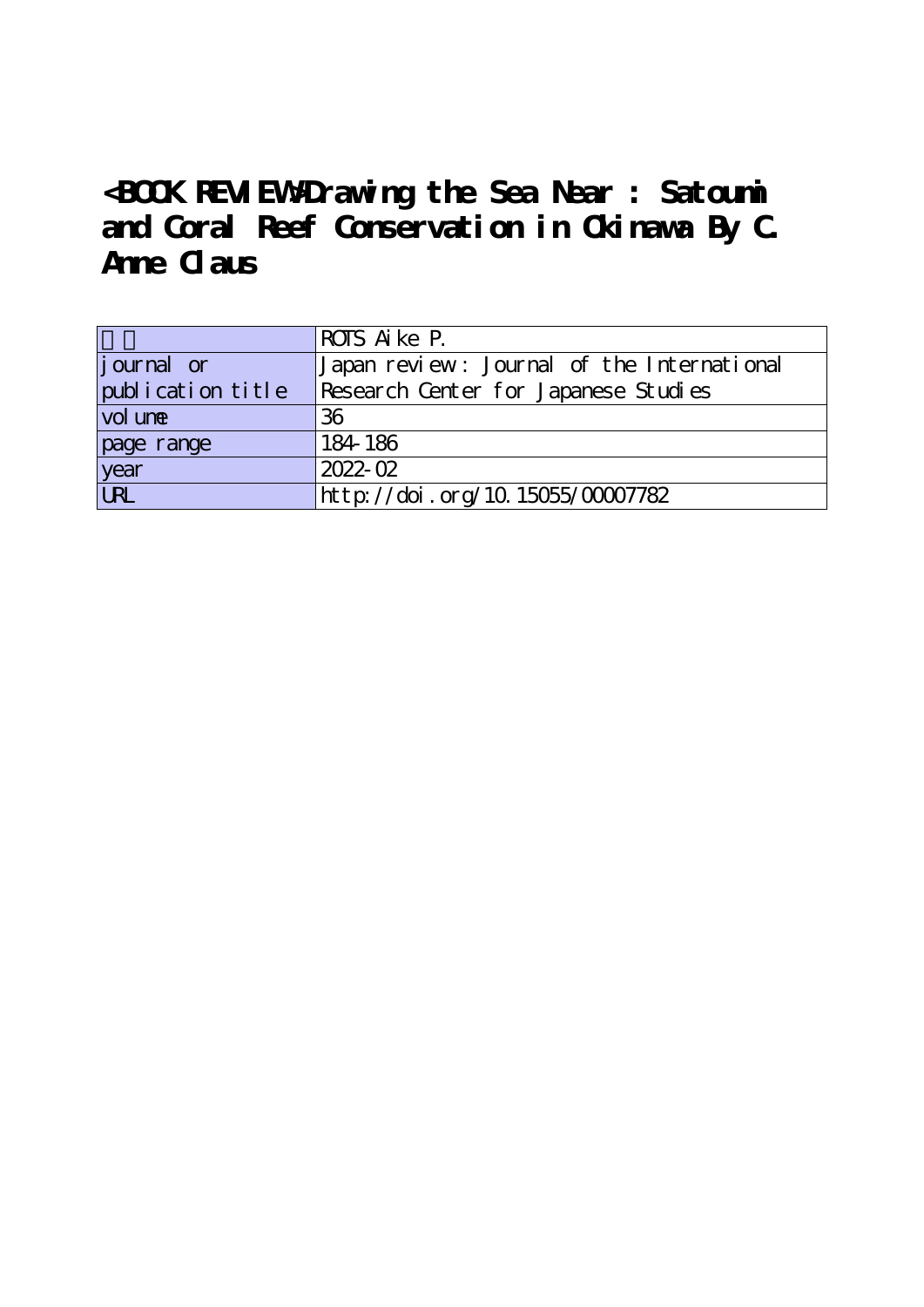# <BOOK REVIEW>Drawing the Sea Near : Satoumi and Coral Reef Conservation in Okinawa By C. Anne Claus

| | |
|---|---|
| 著者 | ROTS Aike P. |
| journal or publication title | Japan review : Journal of the International Research Center for Japanese Studies |
| volume | 36 |
| page range | 184-186 |
| year | 2022-02 |
| URL | http://doi.org/10.15055/00007782 |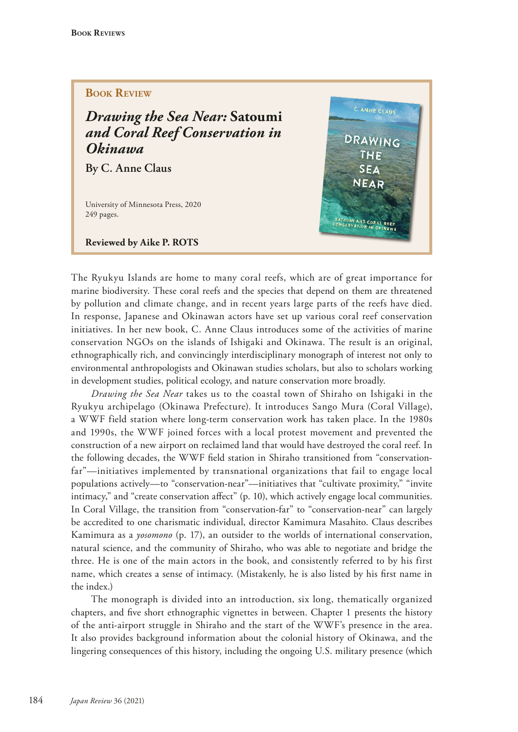## Book Review

### *Drawing the Sea Near:* Satoumi and Coral Reef Conservation in Okinawa

**By C. Anne Claus**

University of Minnesota Press, 2020
249 pages.

**Reviewed by Aike P. ROTS**

The Ryukyu Islands are home to many coral reefs, which are of great importance for marine biodiversity. These coral reefs and the species that depend on them are threatened by pollution and climate change, and in recent years large parts of the reefs have died. In response, Japanese and Okinawan actors have set up various coral reef conservation initiatives. In her new book, C. Anne Claus introduces some of the activities of marine conservation NGOs on the islands of Ishigaki and Okinawa. The result is an original, ethnographically rich, and convincingly interdisciplinary monograph of interest not only to environmental anthropologists and Okinawan studies scholars, but also to scholars working in development studies, political ecology, and nature conservation more broadly.

*Drawing the Sea Near* takes us to the coastal town of Shiraho on Ishigaki in the Ryukyu archipelago (Okinawa Prefecture). It introduces Sango Mura (Coral Village), a WWF field station where long-term conservation work has taken place. In the 1980s and 1990s, the WWF joined forces with a local protest movement and prevented the construction of a new airport on reclaimed land that would have destroyed the coral reef. In the following decades, the WWF field station in Shiraho transitioned from "conservation-far"—initiatives implemented by transnational organizations that fail to engage local populations actively—to "conservation-near"—initiatives that "cultivate proximity," "invite intimacy," and "create conservation affect" (p. 10), which actively engage local communities. In Coral Village, the transition from "conservation-far" to "conservation-near" can largely be accredited to one charismatic individual, director Kamimura Masahito. Claus describes Kamimura as a *yosomono* (p. 17), an outsider to the worlds of international conservation, natural science, and the community of Shiraho, who was able to negotiate and bridge the three. He is one of the main actors in the book, and consistently referred to by his first name, which creates a sense of intimacy. (Mistakenly, he is also listed by his first name in the index.)

The monograph is divided into an introduction, six long, thematically organized chapters, and five short ethnographic vignettes in between. Chapter 1 presents the history of the anti-airport struggle in Shiraho and the start of the WWF's presence in the area. It also provides background information about the colonial history of Okinawa, and the lingering consequences of this history, including the ongoing U.S. military presence (which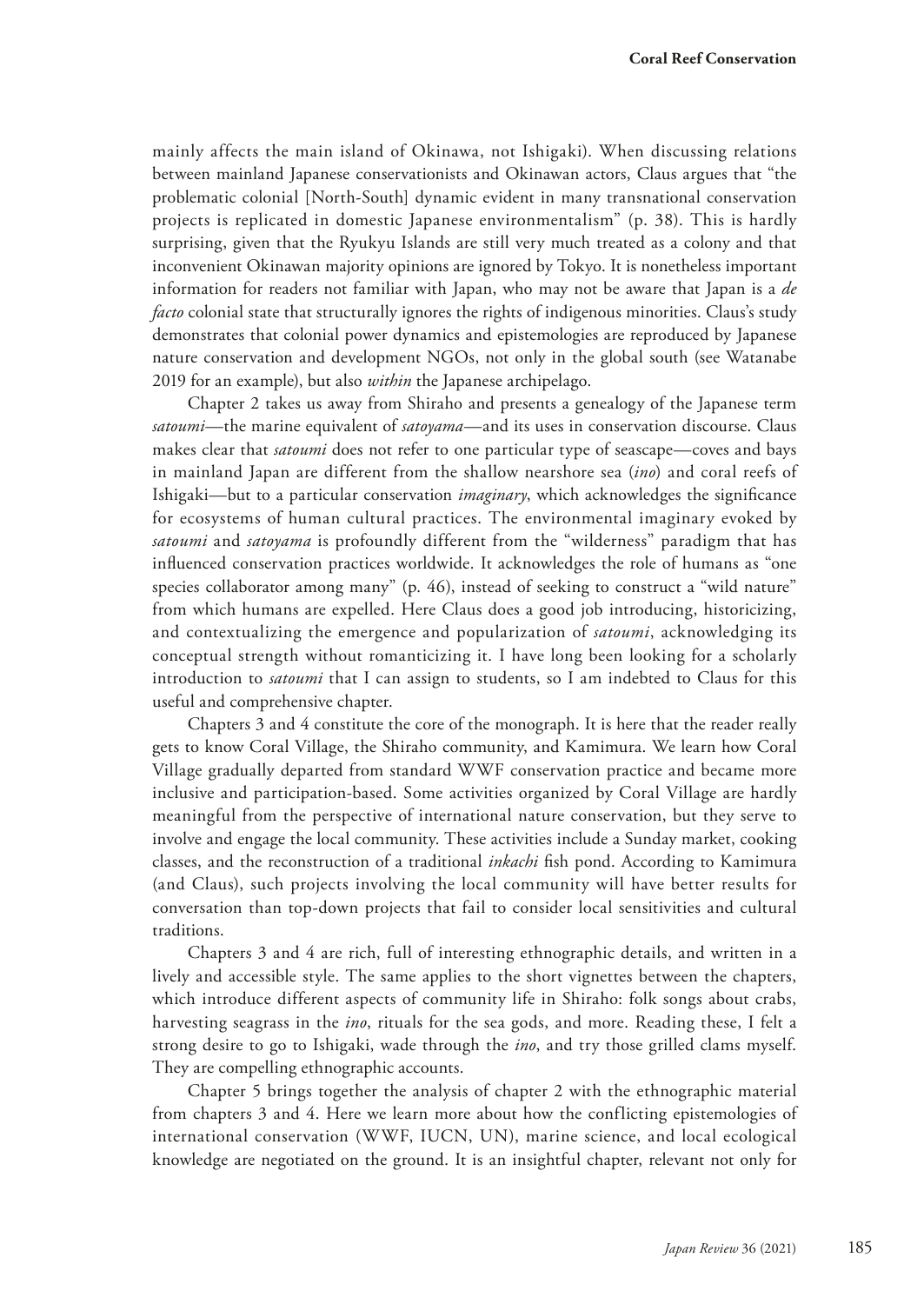mainly affects the main island of Okinawa, not Ishigaki). When discussing relations between mainland Japanese conservationists and Okinawan actors, Claus argues that "the problematic colonial [North-South] dynamic evident in many transnational conservation projects is replicated in domestic Japanese environmentalism" (p. 38). This is hardly surprising, given that the Ryukyu Islands are still very much treated as a colony and that inconvenient Okinawan majority opinions are ignored by Tokyo. It is nonetheless important information for readers not familiar with Japan, who may not be aware that Japan is a *de facto* colonial state that structurally ignores the rights of indigenous minorities. Claus's study demonstrates that colonial power dynamics and epistemologies are reproduced by Japanese nature conservation and development NGOs, not only in the global south (see Watanabe 2019 for an example), but also *within* the Japanese archipelago.

Chapter 2 takes us away from Shiraho and presents a genealogy of the Japanese term *satoumi*—the marine equivalent of *satoyama*—and its uses in conservation discourse. Claus makes clear that *satoumi* does not refer to one particular type of seascape—coves and bays in mainland Japan are different from the shallow nearshore sea (*ino*) and coral reefs of Ishigaki—but to a particular conservation *imaginary*, which acknowledges the significance for ecosystems of human cultural practices. The environmental imaginary evoked by *satoumi* and *satoyama* is profoundly different from the "wilderness" paradigm that has influenced conservation practices worldwide. It acknowledges the role of humans as "one species collaborator among many" (p. 46), instead of seeking to construct a "wild nature" from which humans are expelled. Here Claus does a good job introducing, historicizing, and contextualizing the emergence and popularization of *satoumi*, acknowledging its conceptual strength without romanticizing it. I have long been looking for a scholarly introduction to *satoumi* that I can assign to students, so I am indebted to Claus for this useful and comprehensive chapter.

Chapters 3 and 4 constitute the core of the monograph. It is here that the reader really gets to know Coral Village, the Shiraho community, and Kamimura. We learn how Coral Village gradually departed from standard WWF conservation practice and became more inclusive and participation-based. Some activities organized by Coral Village are hardly meaningful from the perspective of international nature conservation, but they serve to involve and engage the local community. These activities include a Sunday market, cooking classes, and the reconstruction of a traditional *inkachi* fish pond. According to Kamimura (and Claus), such projects involving the local community will have better results for conversation than top-down projects that fail to consider local sensitivities and cultural traditions.

Chapters 3 and 4 are rich, full of interesting ethnographic details, and written in a lively and accessible style. The same applies to the short vignettes between the chapters, which introduce different aspects of community life in Shiraho: folk songs about crabs, harvesting seagrass in the *ino*, rituals for the sea gods, and more. Reading these, I felt a strong desire to go to Ishigaki, wade through the *ino*, and try those grilled clams myself. They are compelling ethnographic accounts.

Chapter 5 brings together the analysis of chapter 2 with the ethnographic material from chapters 3 and 4. Here we learn more about how the conflicting epistemologies of international conservation (WWF, IUCN, UN), marine science, and local ecological knowledge are negotiated on the ground. It is an insightful chapter, relevant not only for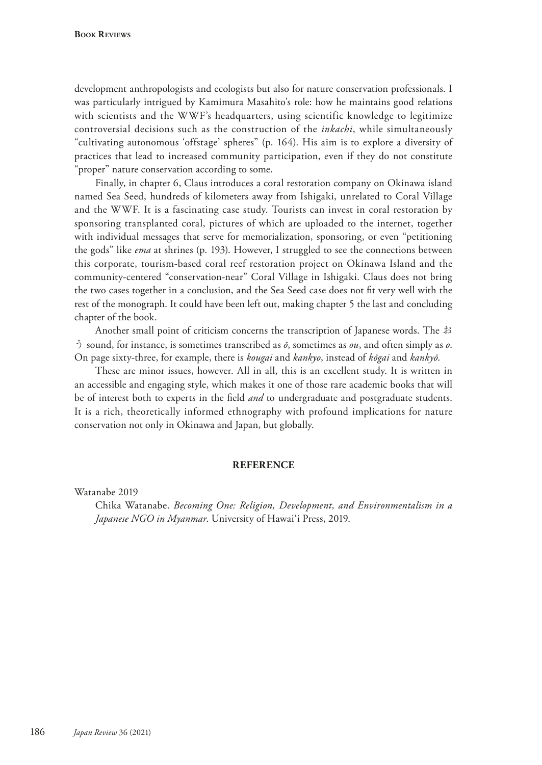development anthropologists and ecologists but also for nature conservation professionals. I was particularly intrigued by Kamimura Masahito's role: how he maintains good relations with scientists and the WWF's headquarters, using scientific knowledge to legitimize controversial decisions such as the construction of the *inkachi*, while simultaneously "cultivating autonomous 'offstage' spheres" (p. 164). His aim is to explore a diversity of practices that lead to increased community participation, even if they do not constitute "proper" nature conservation according to some.

Finally, in chapter 6, Claus introduces a coral restoration company on Okinawa island named Sea Seed, hundreds of kilometers away from Ishigaki, unrelated to Coral Village and the WWF. It is a fascinating case study. Tourists can invest in coral restoration by sponsoring transplanted coral, pictures of which are uploaded to the internet, together with individual messages that serve for memorialization, sponsoring, or even "petitioning the gods" like *ema* at shrines (p. 193). However, I struggled to see the connections between this corporate, tourism-based coral reef restoration project on Okinawa Island and the community-centered "conservation-near" Coral Village in Ishigaki. Claus does not bring the two cases together in a conclusion, and the Sea Seed case does not fit very well with the rest of the monograph. It could have been left out, making chapter 5 the last and concluding chapter of the book.

Another small point of criticism concerns the transcription of Japanese words. The おう sound, for instance, is sometimes transcribed as *ō*, sometimes as *ou*, and often simply as *o*. On page sixty-three, for example, there is *kougai* and *kankyo*, instead of *kōgai* and *kankyō*.

These are minor issues, however. All in all, this is an excellent study. It is written in an accessible and engaging style, which makes it one of those rare academic books that will be of interest both to experts in the field *and* to undergraduate and postgraduate students. It is a rich, theoretically informed ethnography with profound implications for nature conservation not only in Okinawa and Japan, but globally.

## REFERENCE

Watanabe 2019

Chika Watanabe. *Becoming One: Religion, Development, and Environmentalism in a Japanese NGO in Myanmar*. University of Hawai'i Press, 2019.